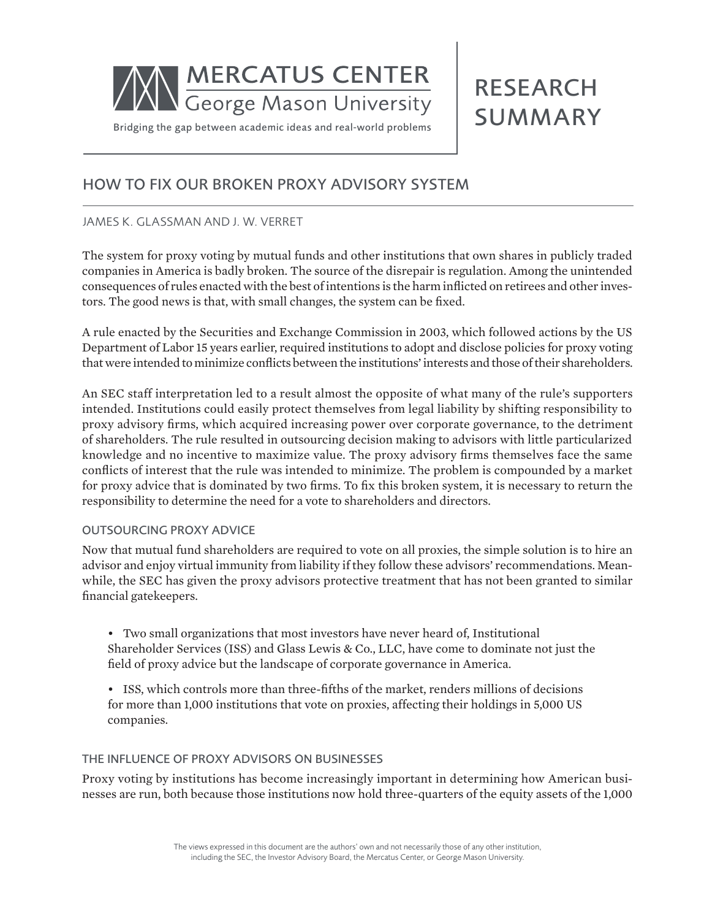MERCATUS CENTER
George Mason University

Bridging the gap between academic ideas and real-world problems

RESEARCH SUMMARY

# HOW TO FIX OUR BROKEN PROXY ADVISORY SYSTEM

JAMES K. GLASSMAN AND J. W. VERRET

The system for proxy voting by mutual funds and other institutions that own shares in publicly traded companies in America is badly broken. The source of the disrepair is regulation. Among the unintended consequences of rules enacted with the best of intentions is the harm inflicted on retirees and other investors. The good news is that, with small changes, the system can be fixed.

A rule enacted by the Securities and Exchange Commission in 2003, which followed actions by the US Department of Labor 15 years earlier, required institutions to adopt and disclose policies for proxy voting that were intended to minimize conflicts between the institutions' interests and those of their shareholders.

An SEC staff interpretation led to a result almost the opposite of what many of the rule's supporters intended. Institutions could easily protect themselves from legal liability by shifting responsibility to proxy advisory firms, which acquired increasing power over corporate governance, to the detriment of shareholders. The rule resulted in outsourcing decision making to advisors with little particularized knowledge and no incentive to maximize value. The proxy advisory firms themselves face the same conflicts of interest that the rule was intended to minimize. The problem is compounded by a market for proxy advice that is dominated by two firms. To fix this broken system, it is necessary to return the responsibility to determine the need for a vote to shareholders and directors.

## OUTSOURCING PROXY ADVICE

Now that mutual fund shareholders are required to vote on all proxies, the simple solution is to hire an advisor and enjoy virtual immunity from liability if they follow these advisors' recommendations. Meanwhile, the SEC has given the proxy advisors protective treatment that has not been granted to similar financial gatekeepers.

- Two small organizations that most investors have never heard of, Institutional Shareholder Services (ISS) and Glass Lewis & Co., LLC, have come to dominate not just the field of proxy advice but the landscape of corporate governance in America.
- ISS, which controls more than three-fifths of the market, renders millions of decisions for more than 1,000 institutions that vote on proxies, affecting their holdings in 5,000 US companies.

## THE INFLUENCE OF PROXY ADVISORS ON BUSINESSES

Proxy voting by institutions has become increasingly important in determining how American businesses are run, both because those institutions now hold three-quarters of the equity assets of the 1,000

The views expressed in this document are the authors' own and not necessarily those of any other institution, including the SEC, the Investor Advisory Board, the Mercatus Center, or George Mason University.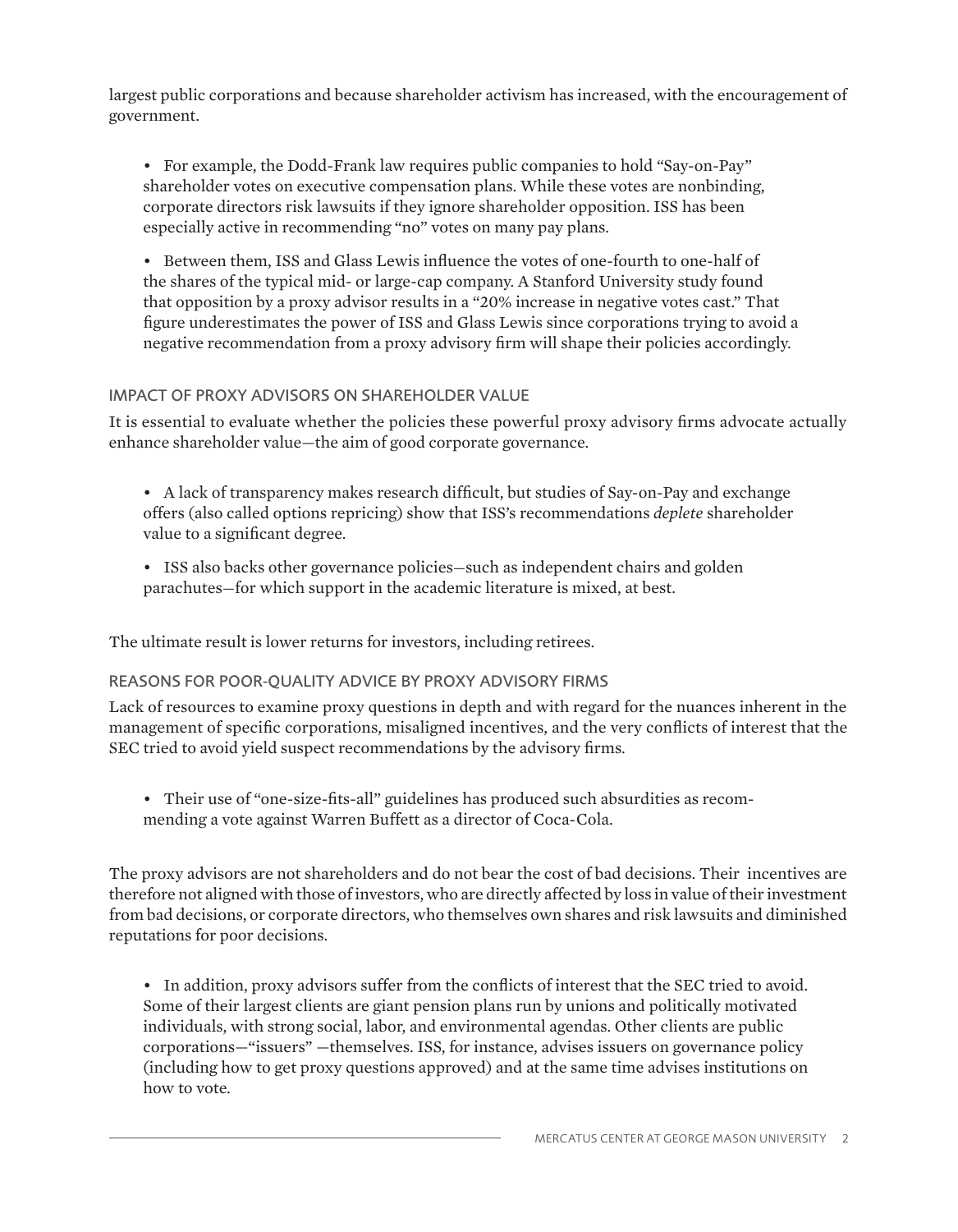largest public corporations and because shareholder activism has increased, with the encouragement of government.

- For example, the Dodd-Frank law requires public companies to hold "Say-on-Pay" shareholder votes on executive compensation plans. While these votes are nonbinding, corporate directors risk lawsuits if they ignore shareholder opposition. ISS has been especially active in recommending "no" votes on many pay plans.

- Between them, ISS and Glass Lewis influence the votes of one-fourth to one-half of the shares of the typical mid- or large-cap company. A Stanford University study found that opposition by a proxy advisor results in a "20% increase in negative votes cast." That figure underestimates the power of ISS and Glass Lewis since corporations trying to avoid a negative recommendation from a proxy advisory firm will shape their policies accordingly.

### IMPACT OF PROXY ADVISORS ON SHAREHOLDER VALUE

It is essential to evaluate whether the policies these powerful proxy advisory firms advocate actually enhance shareholder value—the aim of good corporate governance.

- A lack of transparency makes research difficult, but studies of Say-on-Pay and exchange offers (also called options repricing) show that ISS's recommendations *deplete* shareholder value to a significant degree.

- ISS also backs other governance policies—such as independent chairs and golden parachutes—for which support in the academic literature is mixed, at best.

The ultimate result is lower returns for investors, including retirees.

### REASONS FOR POOR-QUALITY ADVICE BY PROXY ADVISORY FIRMS

Lack of resources to examine proxy questions in depth and with regard for the nuances inherent in the management of specific corporations, misaligned incentives, and the very conflicts of interest that the SEC tried to avoid yield suspect recommendations by the advisory firms.

- Their use of "one-size-fits-all" guidelines has produced such absurdities as recommending a vote against Warren Buffett as a director of Coca-Cola.

The proxy advisors are not shareholders and do not bear the cost of bad decisions. Their incentives are therefore not aligned with those of investors, who are directly affected by loss in value of their investment from bad decisions, or corporate directors, who themselves own shares and risk lawsuits and diminished reputations for poor decisions.

- In addition, proxy advisors suffer from the conflicts of interest that the SEC tried to avoid. Some of their largest clients are giant pension plans run by unions and politically motivated individuals, with strong social, labor, and environmental agendas. Other clients are public corporations—"issuers" —themselves. ISS, for instance, advises issuers on governance policy (including how to get proxy questions approved) and at the same time advises institutions on how to vote.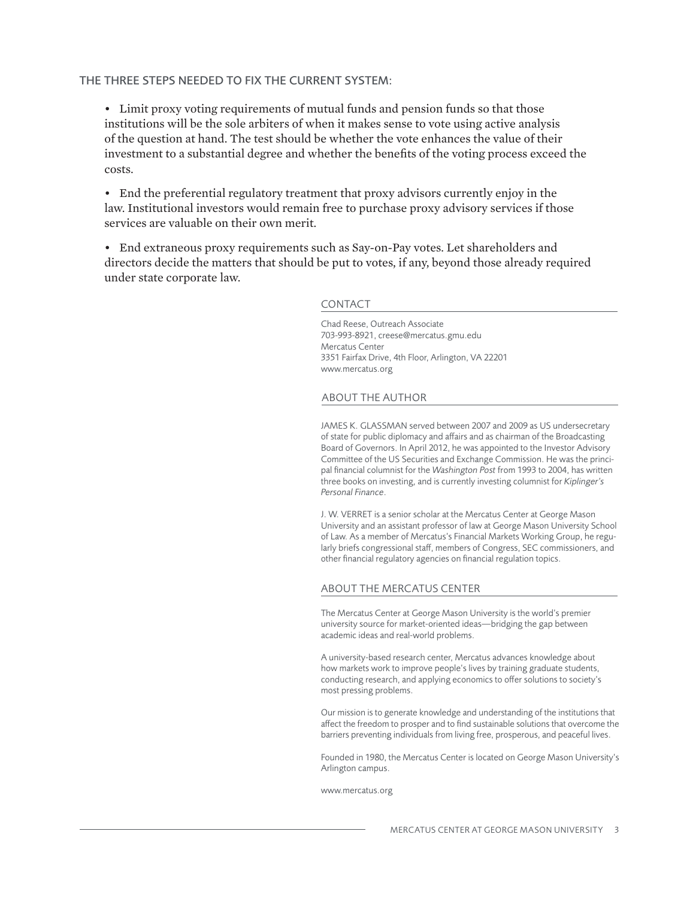## THE THREE STEPS NEEDED TO FIX THE CURRENT SYSTEM:

- Limit proxy voting requirements of mutual funds and pension funds so that those institutions will be the sole arbiters of when it makes sense to vote using active analysis of the question at hand. The test should be whether the vote enhances the value of their investment to a substantial degree and whether the benefits of the voting process exceed the costs.

- End the preferential regulatory treatment that proxy advisors currently enjoy in the law. Institutional investors would remain free to purchase proxy advisory services if those services are valuable on their own merit.

- End extraneous proxy requirements such as Say-on-Pay votes. Let shareholders and directors decide the matters that should be put to votes, if any, beyond those already required under state corporate law.

### CONTACT

Chad Reese, Outreach Associate
703-993-8921, creese@mercatus.gmu.edu
Mercatus Center
3351 Fairfax Drive, 4th Floor, Arlington, VA 22201
www.mercatus.org

### ABOUT THE AUTHOR

JAMES K. GLASSMAN served between 2007 and 2009 as US undersecretary of state for public diplomacy and affairs and as chairman of the Broadcasting Board of Governors. In April 2012, he was appointed to the Investor Advisory Committee of the US Securities and Exchange Commission. He was the principal financial columnist for the *Washington Post* from 1993 to 2004, has written three books on investing, and is currently investing columnist for *Kiplinger's Personal Finance*.

J. W. VERRET is a senior scholar at the Mercatus Center at George Mason University and an assistant professor of law at George Mason University School of Law. As a member of Mercatus's Financial Markets Working Group, he regularly briefs congressional staff, members of Congress, SEC commissioners, and other financial regulatory agencies on financial regulation topics.

### ABOUT THE MERCATUS CENTER

The Mercatus Center at George Mason University is the world's premier university source for market-oriented ideas—bridging the gap between academic ideas and real-world problems.

A university-based research center, Mercatus advances knowledge about how markets work to improve people's lives by training graduate students, conducting research, and applying economics to offer solutions to society's most pressing problems.

Our mission is to generate knowledge and understanding of the institutions that affect the freedom to prosper and to find sustainable solutions that overcome the barriers preventing individuals from living free, prosperous, and peaceful lives.

Founded in 1980, the Mercatus Center is located on George Mason University's Arlington campus.

www.mercatus.org